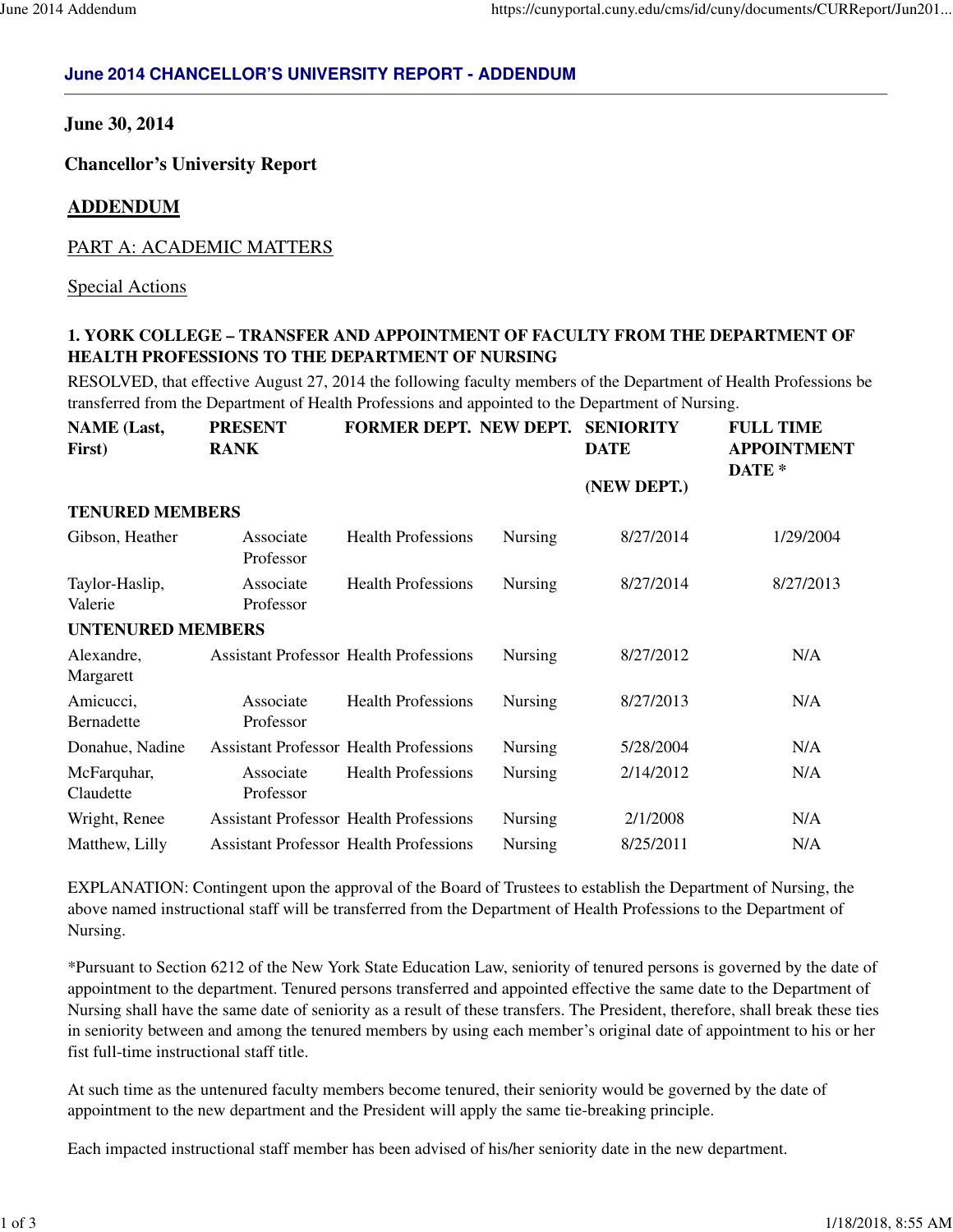## June 2014 CHANCELLOR'S UNIVERSITY REPORT - ADDENDUM

**June 30, 2014**

**Chancellor's University Report**

**ADDENDUM**

PART A: ACADEMIC MATTERS

Special Actions

**1. YORK COLLEGE – TRANSFER AND APPOINTMENT OF FACULTY FROM THE DEPARTMENT OF HEALTH PROFESSIONS TO THE DEPARTMENT OF NURSING**

RESOLVED, that effective August 27, 2014 the following faculty members of the Department of Health Professions be transferred from the Department of Health Professions and appointed to the Department of Nursing.

| NAME (Last, First) | PRESENT RANK | FORMER DEPT. | NEW DEPT. | SENIORITY DATE (NEW DEPT.) | FULL TIME APPOINTMENT DATE * |
|---|---|---|---|---|---|
| **TENURED MEMBERS** | | | | | |
| Gibson, Heather | Associate Professor | Health Professions | Nursing | 8/27/2014 | 1/29/2004 |
| Taylor-Haslip, Valerie | Associate Professor | Health Professions | Nursing | 8/27/2014 | 8/27/2013 |
| **UNTENURED MEMBERS** | | | | | |
| Alexandre, Margarett | Assistant Professor | Health Professions | Nursing | 8/27/2012 | N/A |
| Amicucci, Bernadette | Associate Professor | Health Professions | Nursing | 8/27/2013 | N/A |
| Donahue, Nadine | Assistant Professor | Health Professions | Nursing | 5/28/2004 | N/A |
| McFarquhar, Claudette | Associate Professor | Health Professions | Nursing | 2/14/2012 | N/A |
| Wright, Renee | Assistant Professor | Health Professions | Nursing | 2/1/2008 | N/A |
| Matthew, Lilly | Assistant Professor | Health Professions | Nursing | 8/25/2011 | N/A |

EXPLANATION: Contingent upon the approval of the Board of Trustees to establish the Department of Nursing, the above named instructional staff will be transferred from the Department of Health Professions to the Department of Nursing.

*Pursuant to Section 6212 of the New York State Education Law, seniority of tenured persons is governed by the date of appointment to the department. Tenured persons transferred and appointed effective the same date to the Department of Nursing shall have the same date of seniority as a result of these transfers. The President, therefore, shall break these ties in seniority between and among the tenured members by using each member's original date of appointment to his or her fist full-time instructional staff title.

At such time as the untenured faculty members become tenured, their seniority would be governed by the date of appointment to the new department and the President will apply the same tie-breaking principle.

Each impacted instructional staff member has been advised of his/her seniority date in the new department.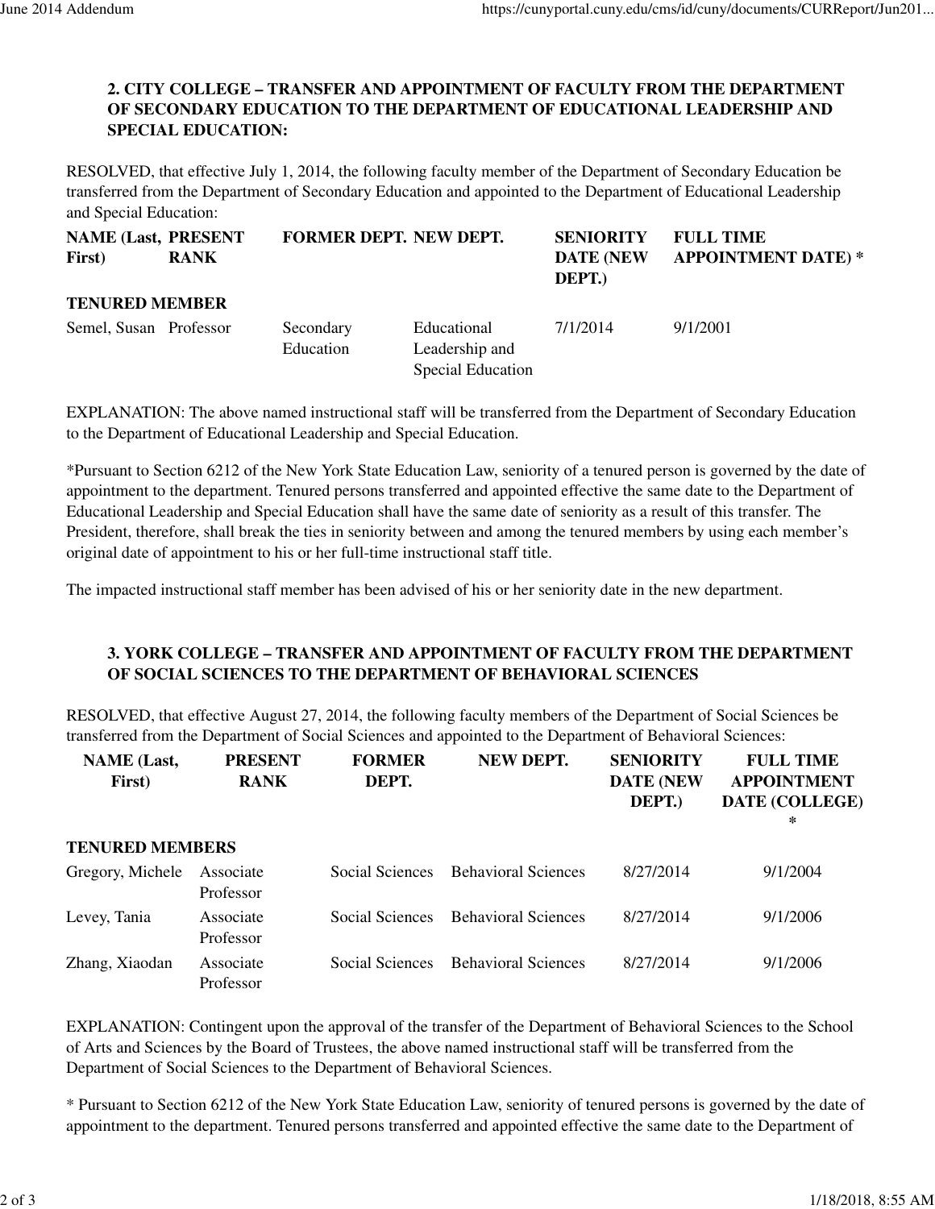### 2. CITY COLLEGE – TRANSFER AND APPOINTMENT OF FACULTY FROM THE DEPARTMENT OF SECONDARY EDUCATION TO THE DEPARTMENT OF EDUCATIONAL LEADERSHIP AND SPECIAL EDUCATION:

RESOLVED, that effective July 1, 2014, the following faculty member of the Department of Secondary Education be transferred from the Department of Secondary Education and appointed to the Department of Educational Leadership and Special Education:

| NAME (Last, First) | PRESENT RANK | FORMER DEPT. | NEW DEPT. | SENIORITY DATE (NEW DEPT.) | FULL TIME APPOINTMENT DATE) * |
|---|---|---|---|---|---|
| **TENURED MEMBER** | | | | | |
| Semel, Susan | Professor | Secondary Education | Educational Leadership and Special Education | 7/1/2014 | 9/1/2001 |

EXPLANATION: The above named instructional staff will be transferred from the Department of Secondary Education to the Department of Educational Leadership and Special Education.

*Pursuant to Section 6212 of the New York State Education Law, seniority of a tenured person is governed by the date of appointment to the department. Tenured persons transferred and appointed effective the same date to the Department of Educational Leadership and Special Education shall have the same date of seniority as a result of this transfer. The President, therefore, shall break the ties in seniority between and among the tenured members by using each member's original date of appointment to his or her full-time instructional staff title.

The impacted instructional staff member has been advised of his or her seniority date in the new department.

### 3. YORK COLLEGE – TRANSFER AND APPOINTMENT OF FACULTY FROM THE DEPARTMENT OF SOCIAL SCIENCES TO THE DEPARTMENT OF BEHAVIORAL SCIENCES

RESOLVED, that effective August 27, 2014, the following faculty members of the Department of Social Sciences be transferred from the Department of Social Sciences and appointed to the Department of Behavioral Sciences:

| NAME (Last, First) | PRESENT RANK | FORMER DEPT. | NEW DEPT. | SENIORITY DATE (NEW DEPT.) | FULL TIME APPOINTMENT DATE (COLLEGE) * |
|---|---|---|---|---|---|
| **TENURED MEMBERS** | | | | | |
| Gregory, Michele | Associate Professor | Social Sciences | Behavioral Sciences | 8/27/2014 | 9/1/2004 |
| Levey, Tania | Associate Professor | Social Sciences | Behavioral Sciences | 8/27/2014 | 9/1/2006 |
| Zhang, Xiaodan | Associate Professor | Social Sciences | Behavioral Sciences | 8/27/2014 | 9/1/2006 |

EXPLANATION: Contingent upon the approval of the transfer of the Department of Behavioral Sciences to the School of Arts and Sciences by the Board of Trustees, the above named instructional staff will be transferred from the Department of Social Sciences to the Department of Behavioral Sciences.

\* Pursuant to Section 6212 of the New York State Education Law, seniority of tenured persons is governed by the date of appointment to the department. Tenured persons transferred and appointed effective the same date to the Department of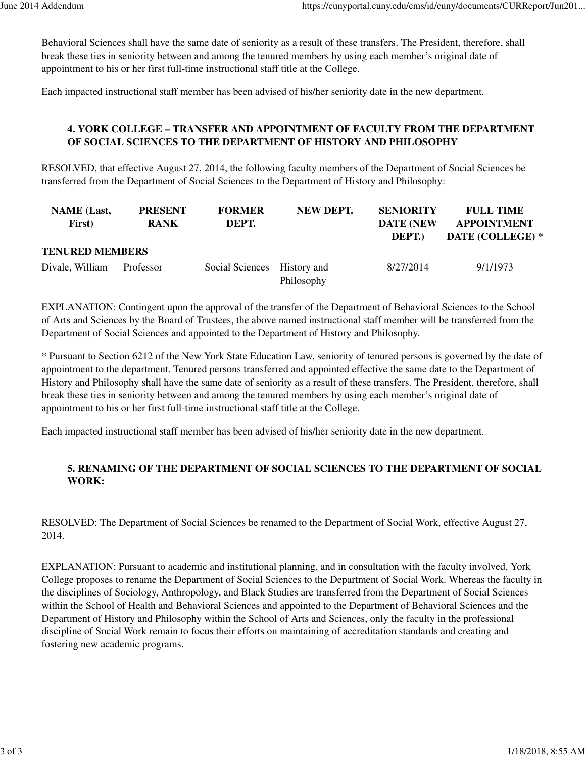Behavioral Sciences shall have the same date of seniority as a result of these transfers. The President, therefore, shall break these ties in seniority between and among the tenured members by using each member's original date of appointment to his or her first full-time instructional staff title at the College.

Each impacted instructional staff member has been advised of his/her seniority date in the new department.

### 4. YORK COLLEGE – TRANSFER AND APPOINTMENT OF FACULTY FROM THE DEPARTMENT OF SOCIAL SCIENCES TO THE DEPARTMENT OF HISTORY AND PHILOSOPHY

RESOLVED, that effective August 27, 2014, the following faculty members of the Department of Social Sciences be transferred from the Department of Social Sciences to the Department of History and Philosophy:

| NAME (Last, First) | PRESENT RANK | FORMER DEPT. | NEW DEPT. | SENIORITY DATE (NEW DEPT.) | FULL TIME APPOINTMENT DATE (COLLEGE) * |
|---|---|---|---|---|---|
| **TENURED MEMBERS** | | | | | |
| Divale, William | Professor | Social Sciences | History and Philosophy | 8/27/2014 | 9/1/1973 |

EXPLANATION: Contingent upon the approval of the transfer of the Department of Behavioral Sciences to the School of Arts and Sciences by the Board of Trustees, the above named instructional staff member will be transferred from the Department of Social Sciences and appointed to the Department of History and Philosophy.

* Pursuant to Section 6212 of the New York State Education Law, seniority of tenured persons is governed by the date of appointment to the department. Tenured persons transferred and appointed effective the same date to the Department of History and Philosophy shall have the same date of seniority as a result of these transfers. The President, therefore, shall break these ties in seniority between and among the tenured members by using each member's original date of appointment to his or her first full-time instructional staff title at the College.

Each impacted instructional staff member has been advised of his/her seniority date in the new department.

### 5. RENAMING OF THE DEPARTMENT OF SOCIAL SCIENCES TO THE DEPARTMENT OF SOCIAL WORK:

RESOLVED: The Department of Social Sciences be renamed to the Department of Social Work, effective August 27, 2014.

EXPLANATION: Pursuant to academic and institutional planning, and in consultation with the faculty involved, York College proposes to rename the Department of Social Sciences to the Department of Social Work. Whereas the faculty in the disciplines of Sociology, Anthropology, and Black Studies are transferred from the Department of Social Sciences within the School of Health and Behavioral Sciences and appointed to the Department of Behavioral Sciences and the Department of History and Philosophy within the School of Arts and Sciences, only the faculty in the professional discipline of Social Work remain to focus their efforts on maintaining of accreditation standards and creating and fostering new academic programs.